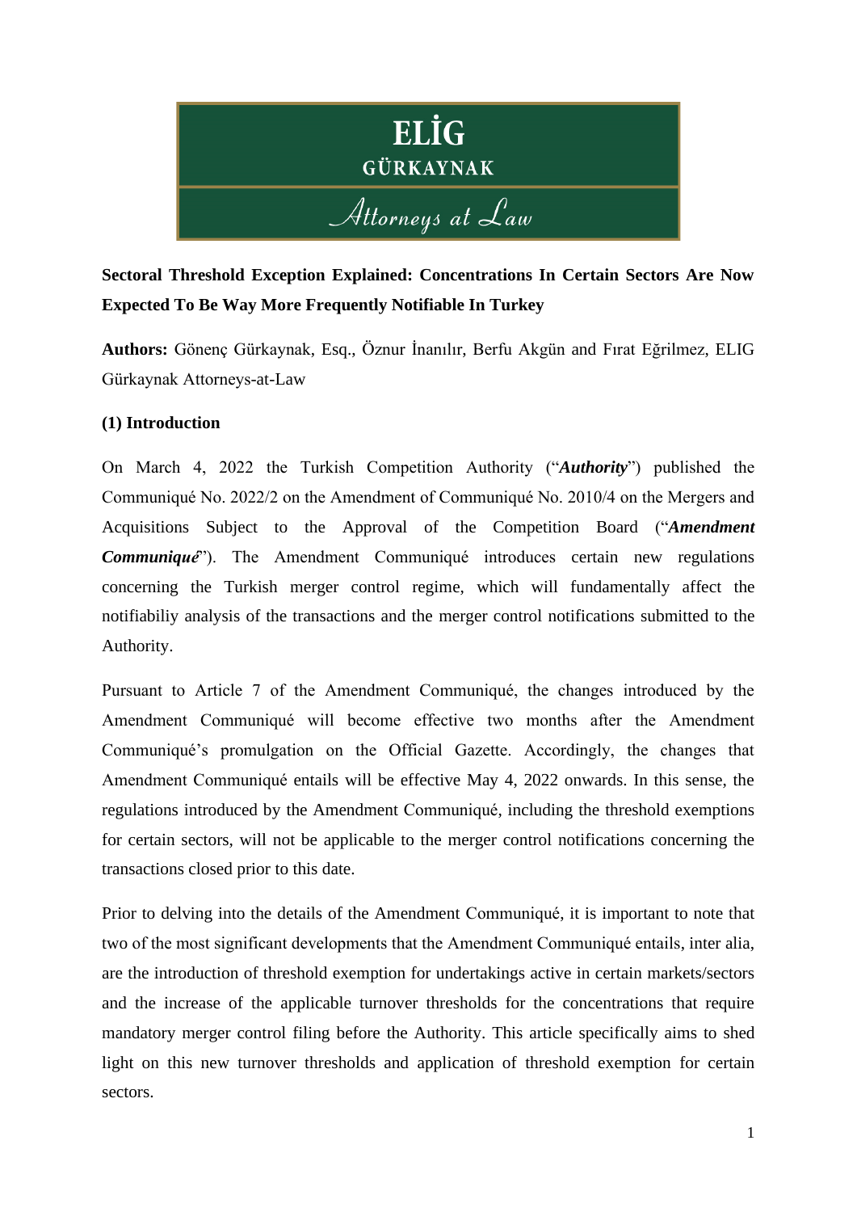ELİG GÜRKAYNAK *Attorneys at Law*

**Sectoral Threshold Exception Explained: Concentrations In Certain Sectors Are Now Expected To Be Way More Frequently Notifiable In Turkey**

**Authors:** Gönenç Gürkaynak, Esq., Öznur İnanılır, Berfu Akgün and Fırat Eğrilmez, ELIG Gürkaynak Attorneys-at-Law

**(1) Introduction**

On March 4, 2022 the Turkish Competition Authority ("***Authority***") published the Communiqué No. 2022/2 on the Amendment of Communiqué No. 2010/4 on the Mergers and Acquisitions Subject to the Approval of the Competition Board ("***Amendment Communiqué***"). The Amendment Communiqué introduces certain new regulations concerning the Turkish merger control regime, which will fundamentally affect the notifiabiliy analysis of the transactions and the merger control notifications submitted to the Authority.

Pursuant to Article 7 of the Amendment Communiqué, the changes introduced by the Amendment Communiqué will become effective two months after the Amendment Communiqué's promulgation on the Official Gazette. Accordingly, the changes that Amendment Communiqué entails will be effective May 4, 2022 onwards. In this sense, the regulations introduced by the Amendment Communiqué, including the threshold exemptions for certain sectors, will not be applicable to the merger control notifications concerning the transactions closed prior to this date.

Prior to delving into the details of the Amendment Communiqué, it is important to note that two of the most significant developments that the Amendment Communiqué entails, inter alia, are the introduction of threshold exemption for undertakings active in certain markets/sectors and the increase of the applicable turnover thresholds for the concentrations that require mandatory merger control filing before the Authority. This article specifically aims to shed light on this new turnover thresholds and application of threshold exemption for certain sectors.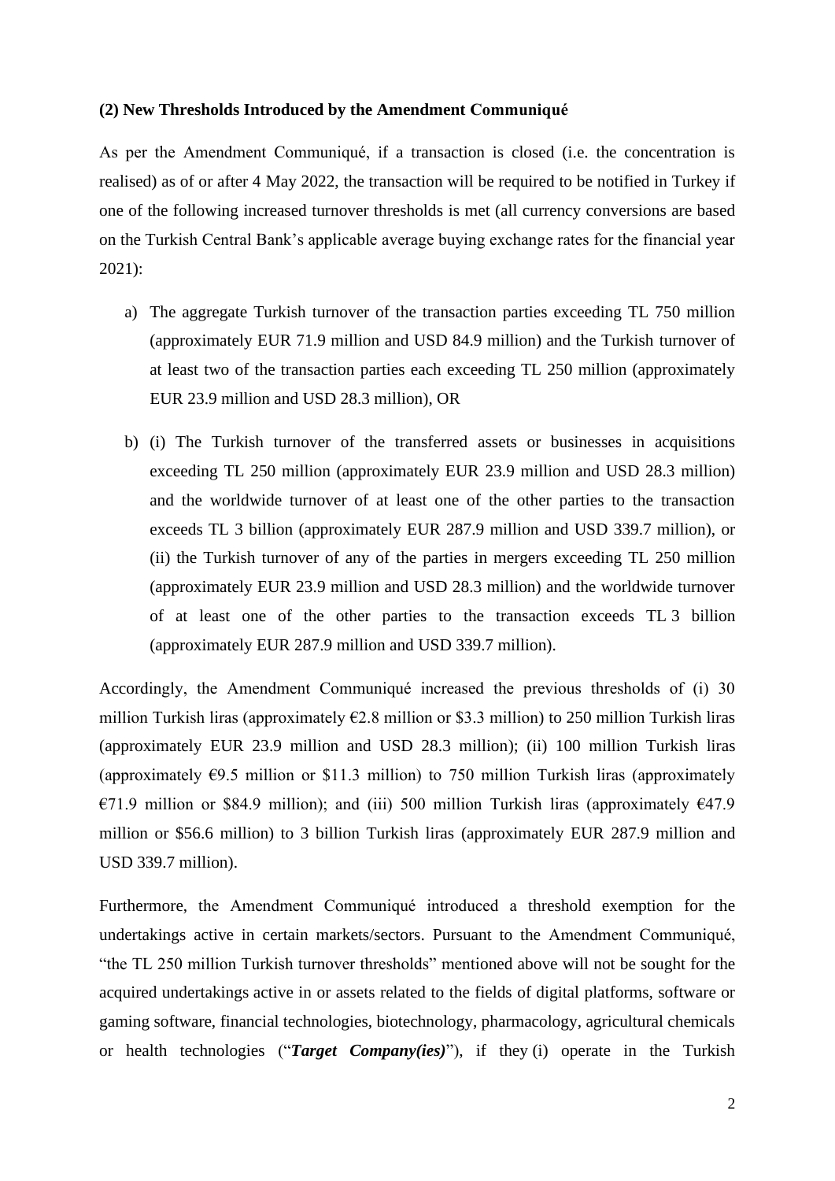**(2) New Thresholds Introduced by the Amendment Communiqué**

As per the Amendment Communiqué, if a transaction is closed (i.e. the concentration is realised) as of or after 4 May 2022, the transaction will be required to be notified in Turkey if one of the following increased turnover thresholds is met (all currency conversions are based on the Turkish Central Bank's applicable average buying exchange rates for the financial year 2021):

a) The aggregate Turkish turnover of the transaction parties exceeding TL 750 million (approximately EUR 71.9 million and USD 84.9 million) and the Turkish turnover of at least two of the transaction parties each exceeding TL 250 million (approximately EUR 23.9 million and USD 28.3 million), OR

b) (i) The Turkish turnover of the transferred assets or businesses in acquisitions exceeding TL 250 million (approximately EUR 23.9 million and USD 28.3 million) and the worldwide turnover of at least one of the other parties to the transaction exceeds TL 3 billion (approximately EUR 287.9 million and USD 339.7 million), or (ii) the Turkish turnover of any of the parties in mergers exceeding TL 250 million (approximately EUR 23.9 million and USD 28.3 million) and the worldwide turnover of at least one of the other parties to the transaction exceeds TL 3 billion (approximately EUR 287.9 million and USD 339.7 million).

Accordingly, the Amendment Communiqué increased the previous thresholds of (i) 30 million Turkish liras (approximately €2.8 million or $3.3 million) to 250 million Turkish liras (approximately EUR 23.9 million and USD 28.3 million); (ii) 100 million Turkish liras (approximately €9.5 million or $11.3 million) to 750 million Turkish liras (approximately €71.9 million or $84.9 million); and (iii) 500 million Turkish liras (approximately €47.9 million or $56.6 million) to 3 billion Turkish liras (approximately EUR 287.9 million and USD 339.7 million).

Furthermore, the Amendment Communiqué introduced a threshold exemption for the undertakings active in certain markets/sectors. Pursuant to the Amendment Communiqué, "the TL 250 million Turkish turnover thresholds" mentioned above will not be sought for the acquired undertakings active in or assets related to the fields of digital platforms, software or gaming software, financial technologies, biotechnology, pharmacology, agricultural chemicals or health technologies ("***Target Company(ies)***"), if they (i) operate in the Turkish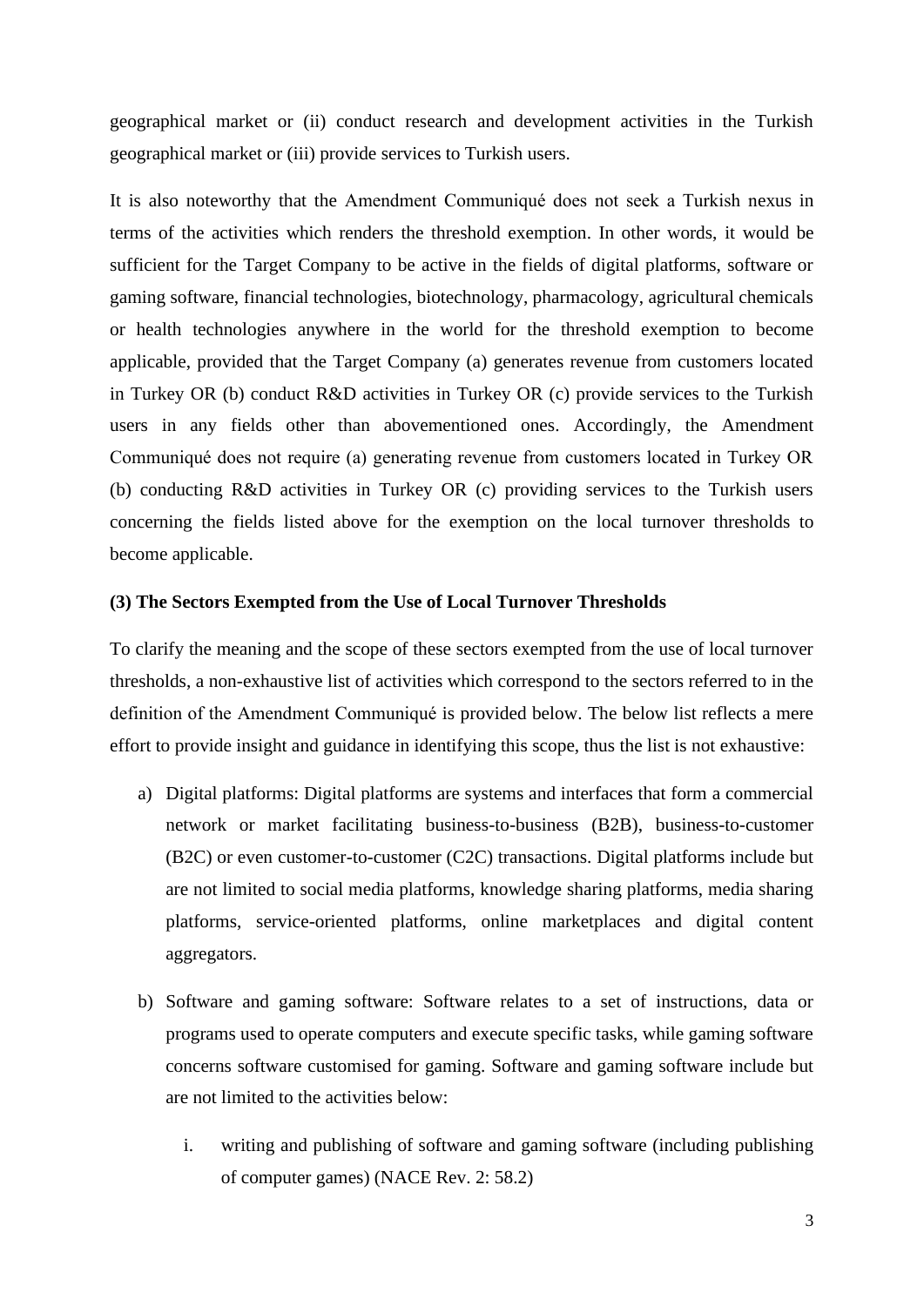geographical market or (ii) conduct research and development activities in the Turkish geographical market or (iii) provide services to Turkish users.

It is also noteworthy that the Amendment Communiqué does not seek a Turkish nexus in terms of the activities which renders the threshold exemption. In other words, it would be sufficient for the Target Company to be active in the fields of digital platforms, software or gaming software, financial technologies, biotechnology, pharmacology, agricultural chemicals or health technologies anywhere in the world for the threshold exemption to become applicable, provided that the Target Company (a) generates revenue from customers located in Turkey OR (b) conduct R&D activities in Turkey OR (c) provide services to the Turkish users in any fields other than abovementioned ones. Accordingly, the Amendment Communiqué does not require (a) generating revenue from customers located in Turkey OR (b) conducting R&D activities in Turkey OR (c) providing services to the Turkish users concerning the fields listed above for the exemption on the local turnover thresholds to become applicable.

**(3) The Sectors Exempted from the Use of Local Turnover Thresholds**

To clarify the meaning and the scope of these sectors exempted from the use of local turnover thresholds, a non-exhaustive list of activities which correspond to the sectors referred to in the definition of the Amendment Communiqué is provided below. The below list reflects a mere effort to provide insight and guidance in identifying this scope, thus the list is not exhaustive:

a) Digital platforms: Digital platforms are systems and interfaces that form a commercial network or market facilitating business-to-business (B2B), business-to-customer (B2C) or even customer-to-customer (C2C) transactions. Digital platforms include but are not limited to social media platforms, knowledge sharing platforms, media sharing platforms, service-oriented platforms, online marketplaces and digital content aggregators.

b) Software and gaming software: Software relates to a set of instructions, data or programs used to operate computers and execute specific tasks, while gaming software concerns software customised for gaming. Software and gaming software include but are not limited to the activities below:

   i. writing and publishing of software and gaming software (including publishing of computer games) (NACE Rev. 2: 58.2)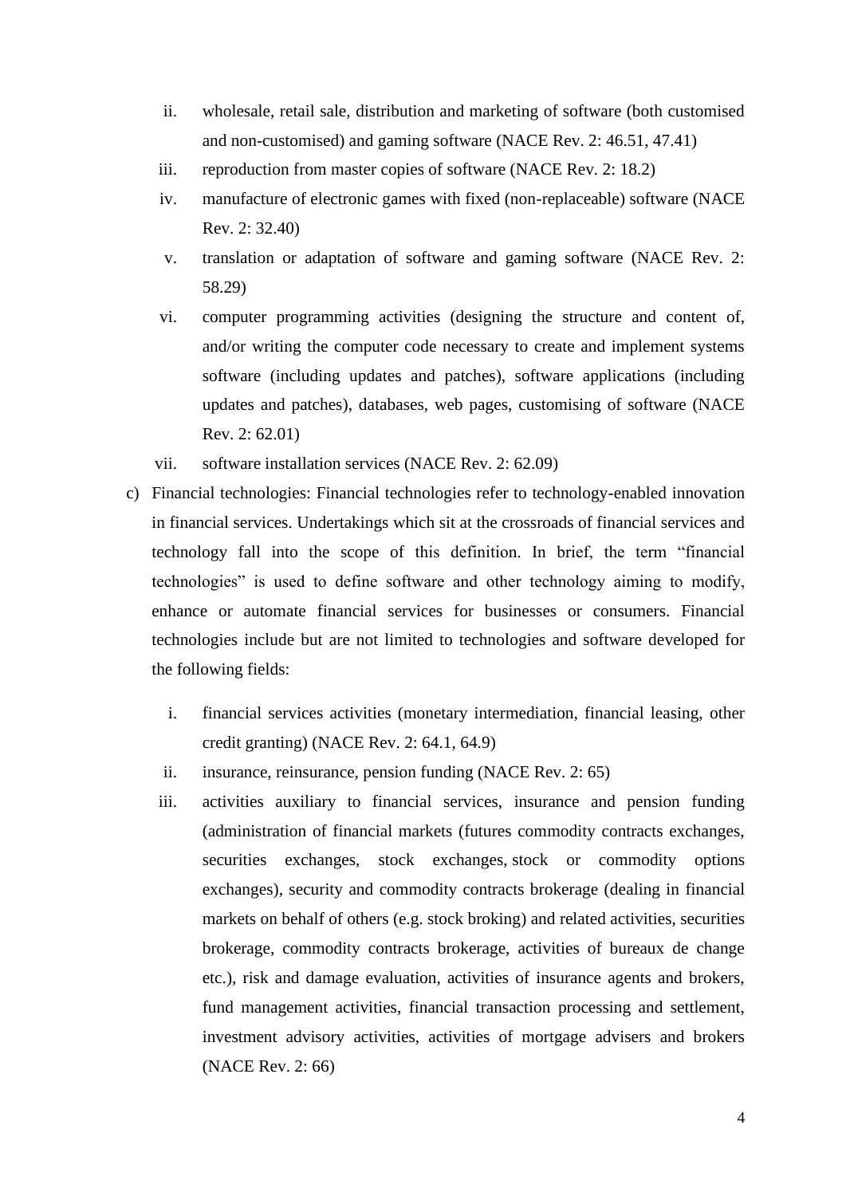ii. wholesale, retail sale, distribution and marketing of software (both customised and non-customised) and gaming software (NACE Rev. 2: 46.51, 47.41)

iii. reproduction from master copies of software (NACE Rev. 2: 18.2)

iv. manufacture of electronic games with fixed (non-replaceable) software (NACE Rev. 2: 32.40)

v. translation or adaptation of software and gaming software (NACE Rev. 2: 58.29)

vi. computer programming activities (designing the structure and content of, and/or writing the computer code necessary to create and implement systems software (including updates and patches), software applications (including updates and patches), databases, web pages, customising of software (NACE Rev. 2: 62.01)

vii. software installation services (NACE Rev. 2: 62.09)

c) Financial technologies: Financial technologies refer to technology-enabled innovation in financial services. Undertakings which sit at the crossroads of financial services and technology fall into the scope of this definition. In brief, the term "financial technologies" is used to define software and other technology aiming to modify, enhance or automate financial services for businesses or consumers. Financial technologies include but are not limited to technologies and software developed for the following fields:

i. financial services activities (monetary intermediation, financial leasing, other credit granting) (NACE Rev. 2: 64.1, 64.9)

ii. insurance, reinsurance, pension funding (NACE Rev. 2: 65)

iii. activities auxiliary to financial services, insurance and pension funding (administration of financial markets (futures commodity contracts exchanges, securities exchanges, stock exchanges, stock or commodity options exchanges), security and commodity contracts brokerage (dealing in financial markets on behalf of others (e.g. stock broking) and related activities, securities brokerage, commodity contracts brokerage, activities of bureaux de change etc.), risk and damage evaluation, activities of insurance agents and brokers, fund management activities, financial transaction processing and settlement, investment advisory activities, activities of mortgage advisers and brokers (NACE Rev. 2: 66)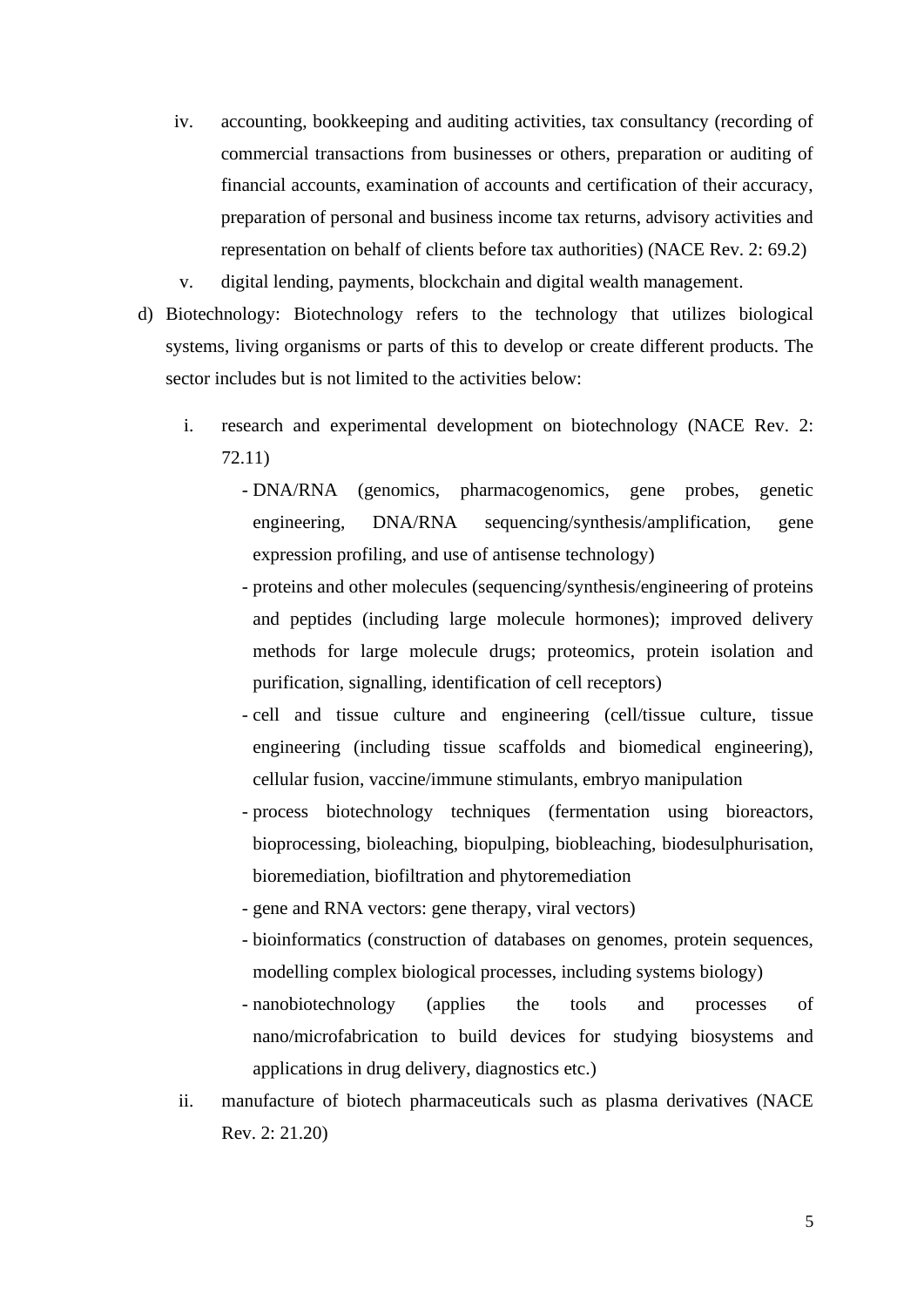iv. accounting, bookkeeping and auditing activities, tax consultancy (recording of commercial transactions from businesses or others, preparation or auditing of financial accounts, examination of accounts and certification of their accuracy, preparation of personal and business income tax returns, advisory activities and representation on behalf of clients before tax authorities) (NACE Rev. 2: 69.2)

v. digital lending, payments, blockchain and digital wealth management.

d) Biotechnology: Biotechnology refers to the technology that utilizes biological systems, living organisms or parts of this to develop or create different products. The sector includes but is not limited to the activities below:

i. research and experimental development on biotechnology (NACE Rev. 2: 72.11)

- DNA/RNA (genomics, pharmacogenomics, gene probes, genetic engineering, DNA/RNA sequencing/synthesis/amplification, gene expression profiling, and use of antisense technology)
- proteins and other molecules (sequencing/synthesis/engineering of proteins and peptides (including large molecule hormones); improved delivery methods for large molecule drugs; proteomics, protein isolation and purification, signalling, identification of cell receptors)
- cell and tissue culture and engineering (cell/tissue culture, tissue engineering (including tissue scaffolds and biomedical engineering), cellular fusion, vaccine/immune stimulants, embryo manipulation
- process biotechnology techniques (fermentation using bioreactors, bioprocessing, bioleaching, biopulping, biobleaching, biodesulphurisation, bioremediation, biofiltration and phytoremediation
- gene and RNA vectors: gene therapy, viral vectors)
- bioinformatics (construction of databases on genomes, protein sequences, modelling complex biological processes, including systems biology)
- nanobiotechnology (applies the tools and processes of nano/microfabrication to build devices for studying biosystems and applications in drug delivery, diagnostics etc.)

ii. manufacture of biotech pharmaceuticals such as plasma derivatives (NACE Rev. 2: 21.20)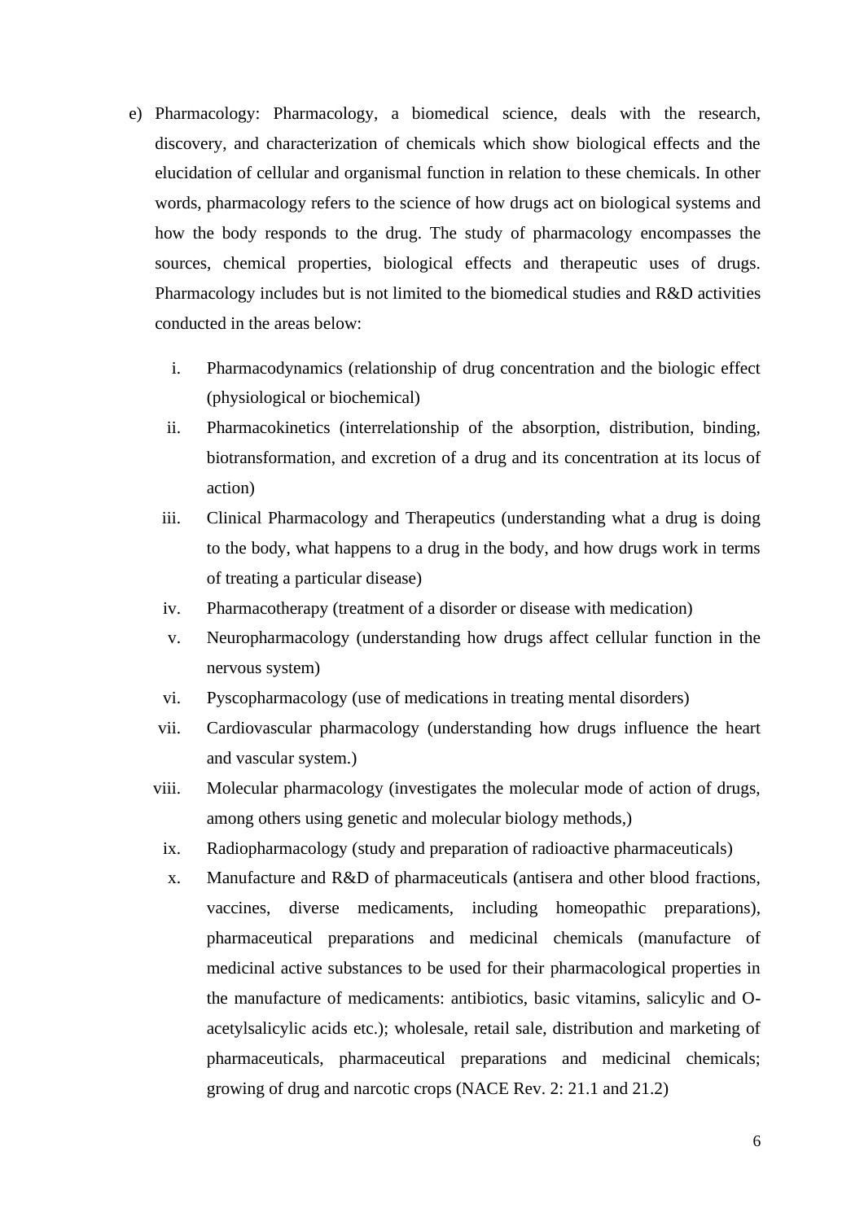e) Pharmacology: Pharmacology, a biomedical science, deals with the research, discovery, and characterization of chemicals which show biological effects and the elucidation of cellular and organismal function in relation to these chemicals. In other words, pharmacology refers to the science of how drugs act on biological systems and how the body responds to the drug. The study of pharmacology encompasses the sources, chemical properties, biological effects and therapeutic uses of drugs. Pharmacology includes but is not limited to the biomedical studies and R&D activities conducted in the areas below:

   i. Pharmacodynamics (relationship of drug concentration and the biologic effect (physiological or biochemical)
   ii. Pharmacokinetics (interrelationship of the absorption, distribution, binding, biotransformation, and excretion of a drug and its concentration at its locus of action)
   iii. Clinical Pharmacology and Therapeutics (understanding what a drug is doing to the body, what happens to a drug in the body, and how drugs work in terms of treating a particular disease)
   iv. Pharmacotherapy (treatment of a disorder or disease with medication)
   v. Neuropharmacology (understanding how drugs affect cellular function in the nervous system)
   vi. Pyscopharmacology (use of medications in treating mental disorders)
   vii. Cardiovascular pharmacology (understanding how drugs influence the heart and vascular system.)
   viii. Molecular pharmacology (investigates the molecular mode of action of drugs, among others using genetic and molecular biology methods,)
   ix. Radiopharmacology (study and preparation of radioactive pharmaceuticals)
   x. Manufacture and R&D of pharmaceuticals (antisera and other blood fractions, vaccines, diverse medicaments, including homeopathic preparations), pharmaceutical preparations and medicinal chemicals (manufacture of medicinal active substances to be used for their pharmacological properties in the manufacture of medicaments: antibiotics, basic vitamins, salicylic and O-acetylsalicylic acids etc.); wholesale, retail sale, distribution and marketing of pharmaceuticals, pharmaceutical preparations and medicinal chemicals; growing of drug and narcotic crops (NACE Rev. 2: 21.1 and 21.2)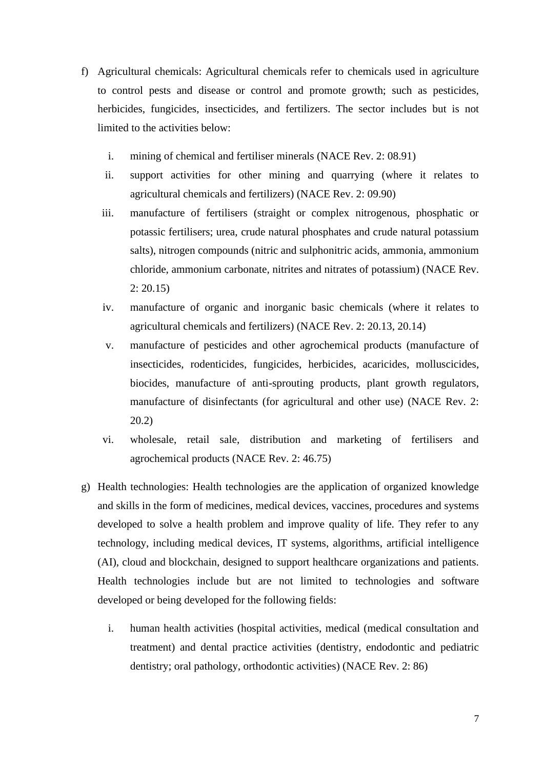f) Agricultural chemicals: Agricultural chemicals refer to chemicals used in agriculture to control pests and disease or control and promote growth; such as pesticides, herbicides, fungicides, insecticides, and fertilizers. The sector includes but is not limited to the activities below:

   i. mining of chemical and fertiliser minerals (NACE Rev. 2: 08.91)
   ii. support activities for other mining and quarrying (where it relates to agricultural chemicals and fertilizers) (NACE Rev. 2: 09.90)
   iii. manufacture of fertilisers (straight or complex nitrogenous, phosphatic or potassic fertilisers; urea, crude natural phosphates and crude natural potassium salts), nitrogen compounds (nitric and sulphonitric acids, ammonia, ammonium chloride, ammonium carbonate, nitrites and nitrates of potassium) (NACE Rev. 2: 20.15)
   iv. manufacture of organic and inorganic basic chemicals (where it relates to agricultural chemicals and fertilizers) (NACE Rev. 2: 20.13, 20.14)
   v. manufacture of pesticides and other agrochemical products (manufacture of insecticides, rodenticides, fungicides, herbicides, acaricides, molluscicides, biocides, manufacture of anti-sprouting products, plant growth regulators, manufacture of disinfectants (for agricultural and other use) (NACE Rev. 2: 20.2)
   vi. wholesale, retail sale, distribution and marketing of fertilisers and agrochemical products (NACE Rev. 2: 46.75)

g) Health technologies: Health technologies are the application of organized knowledge and skills in the form of medicines, medical devices, vaccines, procedures and systems developed to solve a health problem and improve quality of life. They refer to any technology, including medical devices, IT systems, algorithms, artificial intelligence (AI), cloud and blockchain, designed to support healthcare organizations and patients. Health technologies include but are not limited to technologies and software developed or being developed for the following fields:

   i. human health activities (hospital activities, medical (medical consultation and treatment) and dental practice activities (dentistry, endodontic and pediatric dentistry; oral pathology, orthodontic activities) (NACE Rev. 2: 86)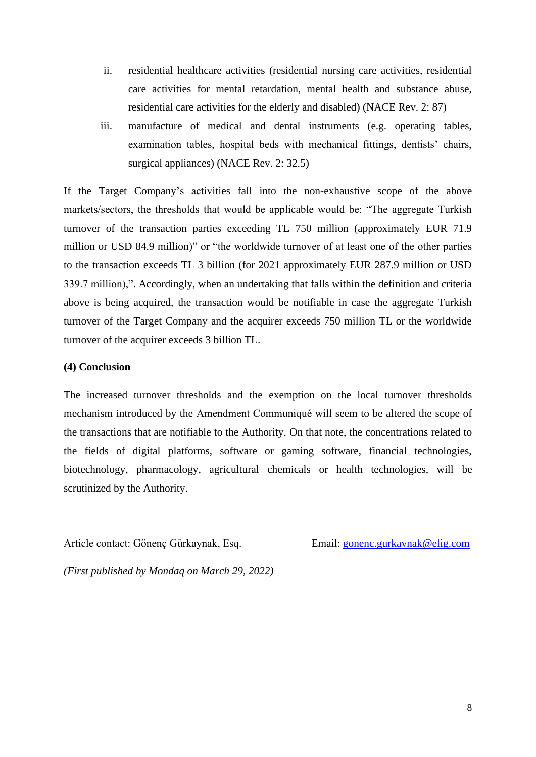ii. residential healthcare activities (residential nursing care activities, residential care activities for mental retardation, mental health and substance abuse, residential care activities for the elderly and disabled) (NACE Rev. 2: 87)

iii. manufacture of medical and dental instruments (e.g. operating tables, examination tables, hospital beds with mechanical fittings, dentists' chairs, surgical appliances) (NACE Rev. 2: 32.5)

If the Target Company's activities fall into the non-exhaustive scope of the above markets/sectors, the thresholds that would be applicable would be: "The aggregate Turkish turnover of the transaction parties exceeding TL 750 million (approximately EUR 71.9 million or USD 84.9 million)" or "the worldwide turnover of at least one of the other parties to the transaction exceeds TL 3 billion (for 2021 approximately EUR 287.9 million or USD 339.7 million),". Accordingly, when an undertaking that falls within the definition and criteria above is being acquired, the transaction would be notifiable in case the aggregate Turkish turnover of the Target Company and the acquirer exceeds 750 million TL or the worldwide turnover of the acquirer exceeds 3 billion TL.

**(4) Conclusion**

The increased turnover thresholds and the exemption on the local turnover thresholds mechanism introduced by the Amendment Communiqué will seem to be altered the scope of the transactions that are notifiable to the Authority. On that note, the concentrations related to the fields of digital platforms, software or gaming software, financial technologies, biotechnology, pharmacology, agricultural chemicals or health technologies, will be scrutinized by the Authority.

Article contact: Gönenç Gürkaynak, Esq. Email: gonenc.gurkaynak@elig.com

*(First published by Mondaq on March 29, 2022)*